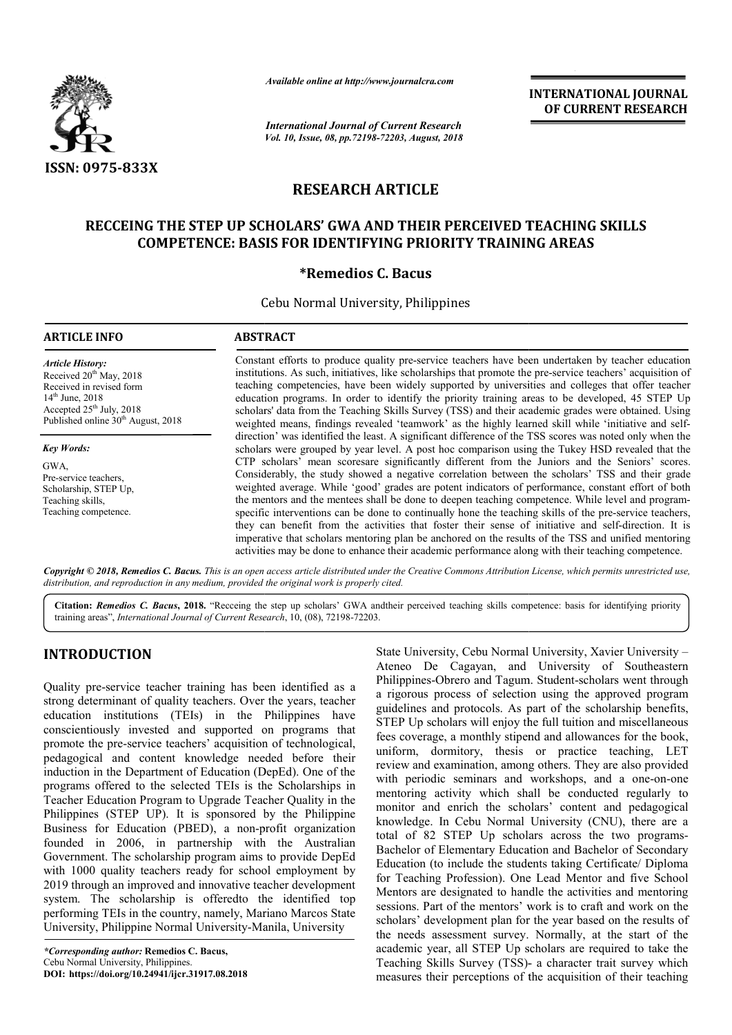ISSN: 0975-833X

*Available online at http://www.journalcra.com*

*International Journal of Current Research*
*Vol. 10, Issue, 08, pp.72198-72203, August, 2018*

**INTERNATIONAL JOURNAL OF CURRENT RESEARCH**

## RESEARCH ARTICLE

# RECCEING THE STEP UP SCHOLARS' GWA AND THEIR PERCEIVED TEACHING SKILLS COMPETENCE: BASIS FOR IDENTIFYING PRIORITY TRAINING AREAS

**\*Remedios C. Bacus**

Cebu Normal University, Philippines

### ARTICLE INFO

*Article History:*
Received 20th May, 2018
Received in revised form
14th June, 2018
Accepted 25th July, 2018
Published online 30th August, 2018

*Key Words:*
GWA,
Pre-service teachers,
Scholarship, STEP Up,
Teaching skills,
Teaching competence.

### ABSTRACT

Constant efforts to produce quality pre-service teachers have been undertaken by teacher education institutions. As such, initiatives, like scholarships that promote the pre-service teachers' acquisition of teaching competencies, have been widely supported by universities and colleges that offer teacher education programs. In order to identify the priority training areas to be developed, 45 STEP Up scholars' data from the Teaching Skills Survey (TSS) and their academic grades were obtained. Using weighted means, findings revealed 'teamwork' as the highly learned skill while 'initiative and self-direction' was identified the least. A significant difference of the TSS scores was noted only when the scholars were grouped by year level. A post hoc comparison using the Tukey HSD revealed that the CTP scholars' mean scoresare significantly different from the Juniors and the Seniors' scores. Considerably, the study showed a negative correlation between the scholars' TSS and their grade weighted average. While 'good' grades are potent indicators of performance, constant effort of both the mentors and the mentees shall be done to deepen teaching competence. While level and program-specific interventions can be done to continually hone the teaching skills of the pre-service teachers, they can benefit from the activities that foster their sense of initiative and self-direction. It is imperative that scholars mentoring plan be anchored on the results of the TSS and unified mentoring activities may be done to enhance their academic performance along with their teaching competence.

*Copyright © 2018, Remedios C. Bacus. This is an open access article distributed under the Creative Commons Attribution License, which permits unrestricted use, distribution, and reproduction in any medium, provided the original work is properly cited.*

**Citation:** *Remedios C. Bacus*, **2018.** "Recceing the step up scholars' GWA andtheir perceived teaching skills competence: basis for identifying priority training areas", *International Journal of Current Research*, 10, (08), 72198-72203.

## INTRODUCTION

Quality pre-service teacher training has been identified as a strong determinant of quality teachers. Over the years, teacher education institutions (TEIs) in the Philippines have conscientiously invested and supported on programs that promote the pre-service teachers' acquisition of technological, pedagogical and content knowledge needed before their induction in the Department of Education (DepEd). One of the programs offered to the selected TEIs is the Scholarships in Teacher Education Program to Upgrade Teacher Quality in the Philippines (STEP UP). It is sponsored by the Philippine Business for Education (PBED), a non-profit organization founded in 2006, in partnership with the Australian Government. The scholarship program aims to provide DepEd with 1000 quality teachers ready for school employment by 2019 through an improved and innovative teacher development system. The scholarship is offeredto the identified top performing TEIs in the country, namely, Mariano Marcos State University, Philippine Normal University-Manila, University State University, Cebu Normal University, Xavier University – Ateneo De Cagayan, and University of Southeastern Philippines-Obrero and Tagum. Student-scholars went through a rigorous process of selection using the approved program guidelines and protocols. As part of the scholarship benefits, STEP Up scholars will enjoy the full tuition and miscellaneous fees coverage, a monthly stipend and allowances for the book, uniform, dormitory, thesis or practice teaching, LET review and examination, among others. They are also provided with periodic seminars and workshops, and a one-on-one mentoring activity which shall be conducted regularly to monitor and enrich the scholars' content and pedagogical knowledge. In Cebu Normal University (CNU), there are a total of 82 STEP Up scholars across the two programs- Bachelor of Elementary Education and Bachelor of Secondary Education (to include the students taking Certificate/ Diploma for Teaching Profession). One Lead Mentor and five School Mentors are designated to handle the activities and mentoring sessions. Part of the mentors' work is to craft and work on the scholars' development plan for the year based on the results of the needs assessment survey. Normally, at the start of the academic year, all STEP Up scholars are required to take the Teaching Skills Survey (TSS)- a character trait survey which measures their perceptions of the acquisition of their teaching

*\*Corresponding author:* **Remedios C. Bacus,**
Cebu Normal University, Philippines.
**DOI: https://doi.org/10.24941/ijcr.31917.08.2018**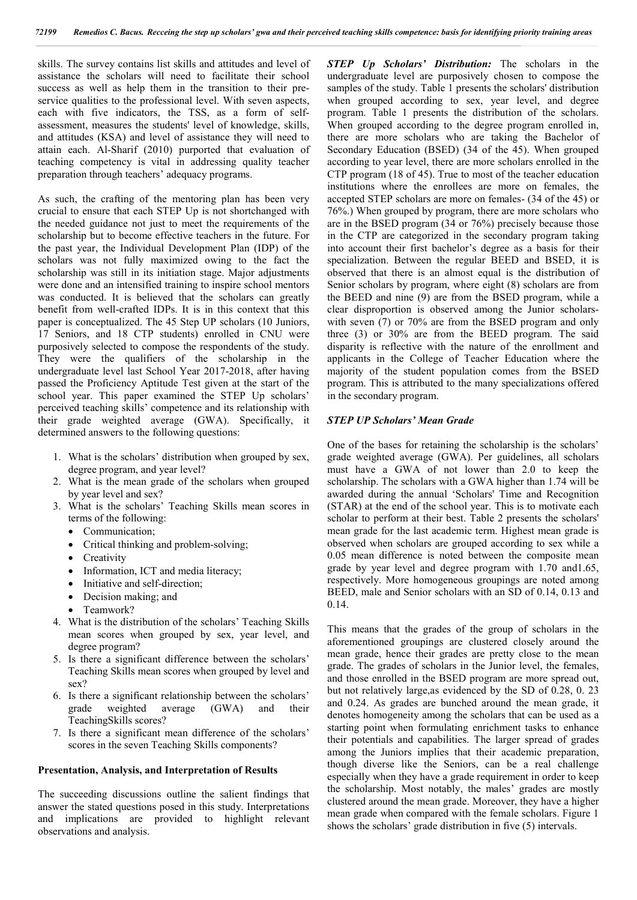skills. The survey contains list skills and attitudes and level of assistance the scholars will need to facilitate their school success as well as help them in the transition to their pre-service qualities to the professional level. With seven aspects, each with five indicators, the TSS, as a form of self-assessment, measures the students' level of knowledge, skills, and attitudes (KSA) and level of assistance they will need to attain each. Al-Sharif (2010) purported that evaluation of teaching competency is vital in addressing quality teacher preparation through teachers' adequacy programs.

As such, the crafting of the mentoring plan has been very crucial to ensure that each STEP Up is not shortchanged with the needed guidance not just to meet the requirements of the scholarship but to become effective teachers in the future. For the past year, the Individual Development Plan (IDP) of the scholars was not fully maximized owing to the fact the scholarship was still in its initiation stage. Major adjustments were done and an intensified training to inspire school mentors was conducted. It is believed that the scholars can greatly benefit from well-crafted IDPs. It is in this context that this paper is conceptualized. The 45 Step UP scholars (10 Juniors, 17 Seniors, and 18 CTP students) enrolled in CNU were purposively selected to compose the respondents of the study. They were the qualifiers of the scholarship in the undergraduate level last School Year 2017-2018, after having passed the Proficiency Aptitude Test given at the start of the school year. This paper examined the STEP Up scholars' perceived teaching skills' competence and its relationship with their grade weighted average (GWA). Specifically, it determined answers to the following questions:

1. What is the scholars' distribution when grouped by sex, degree program, and year level?
2. What is the mean grade of the scholars when grouped by year level and sex?
3. What is the scholars' Teaching Skills mean scores in terms of the following:
   - Communication;
   - Critical thinking and problem-solving;
   - Creativity
   - Information, ICT and media literacy;
   - Initiative and self-direction;
   - Decision making; and
   - Teamwork?
4. What is the distribution of the scholars' Teaching Skills mean scores when grouped by sex, year level, and degree program?
5. Is there a significant difference between the scholars' Teaching Skills mean scores when grouped by level and sex?
6. Is there a significant relationship between the scholars' grade weighted average (GWA) and their TeachingSkills scores?
7. Is there a significant mean difference of the scholars' scores in the seven Teaching Skills components?

## Presentation, Analysis, and Interpretation of Results

The succeeding discussions outline the salient findings that answer the stated questions posed in this study. Interpretations and implications are provided to highlight relevant observations and analysis.

***STEP Up Scholars' Distribution:*** The scholars in the undergraduate level are purposively chosen to compose the samples of the study. Table 1 presents the scholars' distribution when grouped according to sex, year level, and degree program. Table 1 presents the distribution of the scholars. When grouped according to the degree program enrolled in, there are more scholars who are taking the Bachelor of Secondary Education (BSED) (34 of the 45). When grouped according to year level, there are more scholars enrolled in the CTP program (18 of 45). True to most of the teacher education institutions where the enrollees are more on females, the accepted STEP scholars are more on females- (34 of the 45) or 76%.) When grouped by program, there are more scholars who are in the BSED program (34 or 76%) precisely because those in the CTP are categorized in the secondary program taking into account their first bachelor's degree as a basis for their specialization. Between the regular BEED and BSED, it is observed that there is an almost equal is the distribution of Senior scholars by program, where eight (8) scholars are from the BEED and nine (9) are from the BSED program, while a clear disproportion is observed among the Junior scholars-with seven (7) or 70% are from the BSED program and only three (3) or 30% are from the BEED program. The said disparity is reflective with the nature of the enrollment and applicants in the College of Teacher Education where the majority of the student population comes from the BSED program. This is attributed to the many specializations offered in the secondary program.

### *STEP UP Scholars' Mean Grade*

One of the bases for retaining the scholarship is the scholars' grade weighted average (GWA). Per guidelines, all scholars must have a GWA of not lower than 2.0 to keep the scholarship. The scholars with a GWA higher than 1.74 will be awarded during the annual 'Scholars' Time and Recognition (STAR) at the end of the school year. This is to motivate each scholar to perform at their best. Table 2 presents the scholars' mean grade for the last academic term. Highest mean grade is observed when scholars are grouped according to sex while a 0.05 mean difference is noted between the composite mean grade by year level and degree program with 1.70 and1.65, respectively. More homogeneous groupings are noted among BEED, male and Senior scholars with an SD of 0.14, 0.13 and 0.14.

This means that the grades of the group of scholars in the aforementioned groupings are clustered closely around the mean grade, hence their grades are pretty close to the mean grade. The grades of scholars in the Junior level, the females, and those enrolled in the BSED program are more spread out, but not relatively large,as evidenced by the SD of 0.28, 0. 23 and 0.24. As grades are bunched around the mean grade, it denotes homogeneity among the scholars that can be used as a starting point when formulating enrichment tasks to enhance their potentials and capabilities. The larger spread of grades among the Juniors implies that their academic preparation, though diverse like the Seniors, can be a real challenge especially when they have a grade requirement in order to keep the scholarship. Most notably, the males' grades are mostly clustered around the mean grade. Moreover, they have a higher mean grade when compared with the female scholars. Figure 1 shows the scholars' grade distribution in five (5) intervals.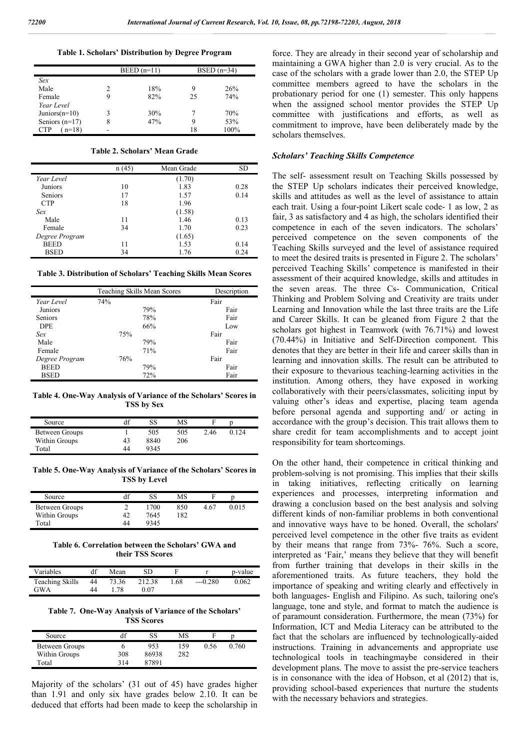**Table 1. Scholars' Distribution by Degree Program**

| | BEED (n=11) | | BSED (n=34) | |
|---|---|---|---|---|
| *Sex* | | | | |
| Male | 2 | 18% | 9 | 26% |
| Female | 9 | 82% | 25 | 74% |
| *Year Level* | | | | |
| Juniors(n=10) | 3 | 30% | 7 | 70% |
| Seniors (n=17) | 8 | 47% | 9 | 53% |
| CTP (n=18) | - | | 18 | 100% |

**Table 2. Scholars' Mean Grade**

| | n (45) | Mean Grade | SD |
|---|---|---|---|
| *Year Level* | | (1.70) | |
| Juniors | 10 | 1.83 | 0.28 |
| Seniors | 17 | 1.57 | 0.14 |
| CTP | 18 | 1.96 | |
| *Sex* | | (1.58) | |
| Male | 11 | 1.46 | 0.13 |
| Female | 34 | 1.70 | 0.23 |
| *Degree Program* | | (1.65) | |
| BEED | 11 | 1.53 | 0.14 |
| BSED | 34 | 1.76 | 0.24 |

**Table 3. Distribution of Scholars' Teaching Skills Mean Scores**

| | Teaching Skills Mean Scores | | Description |
|---|---|---|---|
| *Year Level* | 74% | | Fair |
| Juniors | | 79% | Fair |
| Seniors | | 78% | Fair |
| DPE | | 66% | Low |
| *Sex* | 75% | | Fair |
| Male | | 79% | Fair |
| Female | | 71% | Fair |
| *Degree Program* | 76% | | Fair |
| BEED | | 79% | Fair |
| BSED | | 72% | Fair |

**Table 4. One-Way Analysis of Variance of the Scholars' Scores in TSS by Sex**

| Source | df | SS | MS | F | p |
|---|---|---|---|---|---|
| Between Groups | 1 | 505 | 505 | 2.46 | 0.124 |
| Within Groups | 43 | 8840 | 206 | | |
| Total | 44 | 9345 | | | |

**Table 5. One-Way Analysis of Variance of the Scholars' Scores in TSS by Level**

| Source | df | SS | MS | F | p |
|---|---|---|---|---|---|
| Between Groups | 2 | 1700 | 850 | 4.67 | 0.015 |
| Within Groups | 42 | 7645 | 182 | | |
| Total | 44 | 9345 | | | |

**Table 6. Correlation between the Scholars' GWA and their TSS Scores**

| Variables | df | Mean | SD | F | r | p-value |
|---|---|---|---|---|---|---|
| Teaching Skills | 44 | 73.36 | 212.38 | 1.68 | ---0.280 | 0.062 |
| GWA | 44 | 1.78 | 0.07 | | | |

**Table 7. One-Way Analysis of Variance of the Scholars' TSS Scores**

| Source | df | SS | MS | F | p |
|---|---|---|---|---|---|
| Between Groups | 6 | 953 | 159 | 0.56 | 0.760 |
| Within Groups | 308 | 86938 | 282 | | |
| Total | 314 | 87891 | | | |

Majority of the scholars' (31 out of 45) have grades higher than 1.91 and only six have grades below 2.10. It can be deduced that efforts had been made to keep the scholarship in force. They are already in their second year of scholarship and maintaining a GWA higher than 2.0 is very crucial. As to the case of the scholars with a grade lower than 2.0, the STEP Up committee members agreed to have the scholars in the probationary period for one (1) semester. This only happens when the assigned school mentor provides the STEP Up committee with justifications and efforts, as well as commitment to improve, have been deliberately made by the scholars themselves.

### *Scholars' Teaching Skills Competence*

The self- assessment result on Teaching Skills possessed by the STEP Up scholars indicates their perceived knowledge, skills and attitudes as well as the level of assistance to attain each trait. Using a four-point Likert scale code- 1 as low, 2 as fair, 3 as satisfactory and 4 as high, the scholars identified their competence in each of the seven indicators. The scholars' perceived competence on the seven components of the Teaching Skills surveyed and the level of assistance required to meet the desired traits is presented in Figure 2. The scholars' perceived Teaching Skills' competence is manifested in their assessment of their acquired knowledge, skills and attitudes in the seven areas. The three Cs- Communication, Critical Thinking and Problem Solving and Creativity are traits under Learning and Innovation while the last three traits are the Life and Career Skills. It can be gleaned from Figure 2 that the scholars got highest in Teamwork (with 76.71%) and lowest (70.44%) in Initiative and Self-Direction component. This denotes that they are better in their life and career skills than in learning and innovation skills. The result can be attributed to their exposure to thevarious teaching-learning activities in the institution. Among others, they have exposed in working collaboratively with their peers/classmates, soliciting input by valuing other's ideas and expertise, placing team agenda before personal agenda and supporting and/ or acting in accordance with the group's decision. This trait allows them to share credit for team accomplishments and to accept joint responsibility for team shortcomings.

On the other hand, their competence in critical thinking and problem-solving is not promising. This implies that their skills in taking initiatives, reflecting critically on learning experiences and processes, interpreting information and drawing a conclusion based on the best analysis and solving different kinds of non-familiar problems in both conventional and innovative ways have to be honed. Overall, the scholars' perceived level competence in the other five traits as evident by their means that range from 73%- 76%. Such a score, interpreted as 'Fair,' means they believe that they will benefit from further training that develops in their skills in the aforementioned traits. As future teachers, they hold the importance of speaking and writing clearly and effectively in both languages- English and Filipino. As such, tailoring one's language, tone and style, and format to match the audience is of paramount consideration. Furthermore, the mean (73%) for Information, ICT and Media Literacy can be attributed to the fact that the scholars are influenced by technologically-aided instructions. Training in advancements and appropriate use technological tools in teachingmaybe considered in their development plans. The move to assist the pre-service teachers is in consonance with the idea of Hobson, et al (2012) that is, providing school-based experiences that nurture the students with the necessary behaviors and strategies.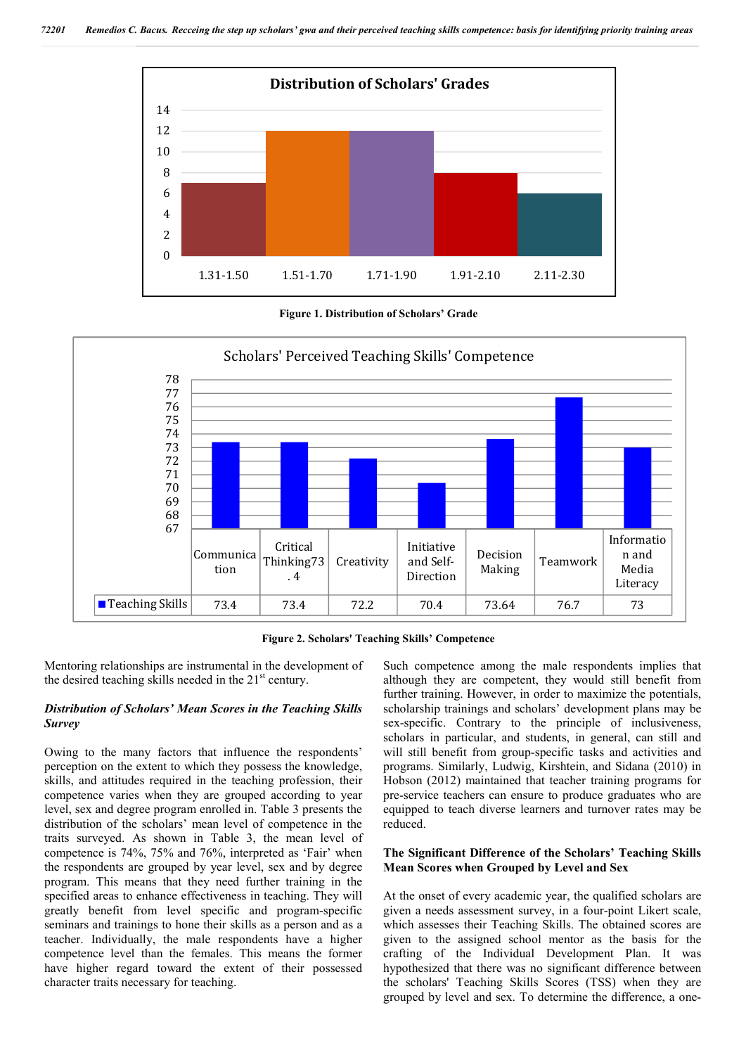Figure 1. Distribution of Scholars' Grade

| Teaching Skills | Communication | Critical Thinking | Creativity | Initiative and Self-Direction | Decision Making | Teamwork | Information and Media Literacy |
|---|---|---|---|---|---|---|---|
| Teaching Skills | 73.4 | 73.4 | 72.2 | 70.4 | 73.64 | 76.7 | 73 |

Figure 2. Scholars' Teaching Skills' Competence

Mentoring relationships are instrumental in the development of the desired teaching skills needed in the 21st century.

### *Distribution of Scholars' Mean Scores in the Teaching Skills Survey*

Owing to the many factors that influence the respondents' perception on the extent to which they possess the knowledge, skills, and attitudes required in the teaching profession, their competence varies when they are grouped according to year level, sex and degree program enrolled in. Table 3 presents the distribution of the scholars' mean level of competence in the traits surveyed. As shown in Table 3, the mean level of competence is 74%, 75% and 76%, interpreted as 'Fair' when the respondents are grouped by year level, sex and by degree program. This means that they need further training in the specified areas to enhance effectiveness in teaching. They will greatly benefit from level specific and program-specific seminars and trainings to hone their skills as a person and as a teacher. Individually, the male respondents have a higher competence level than the females. This means the former have higher regard toward the extent of their possessed character traits necessary for teaching. Such competence among the male respondents implies that although they are competent, they would still benefit from further training. However, in order to maximize the potentials, scholarship trainings and scholars' development plans may be sex-specific. Contrary to the principle of inclusiveness, scholars in particular, and students, in general, can still and will still benefit from group-specific tasks and activities and programs. Similarly, Ludwig, Kirshtein, and Sidana (2010) in Hobson (2012) maintained that teacher training programs for pre-service teachers can ensure to produce graduates who are equipped to teach diverse learners and turnover rates may be reduced.

### The Significant Difference of the Scholars' Teaching Skills Mean Scores when Grouped by Level and Sex

At the onset of every academic year, the qualified scholars are given a needs assessment survey, in a four-point Likert scale, which assesses their Teaching Skills. The obtained scores are given to the assigned school mentor as the basis for the crafting of the Individual Development Plan. It was hypothesized that there was no significant difference between the scholars' Teaching Skills Scores (TSS) when they are grouped by level and sex. To determine the difference, a one-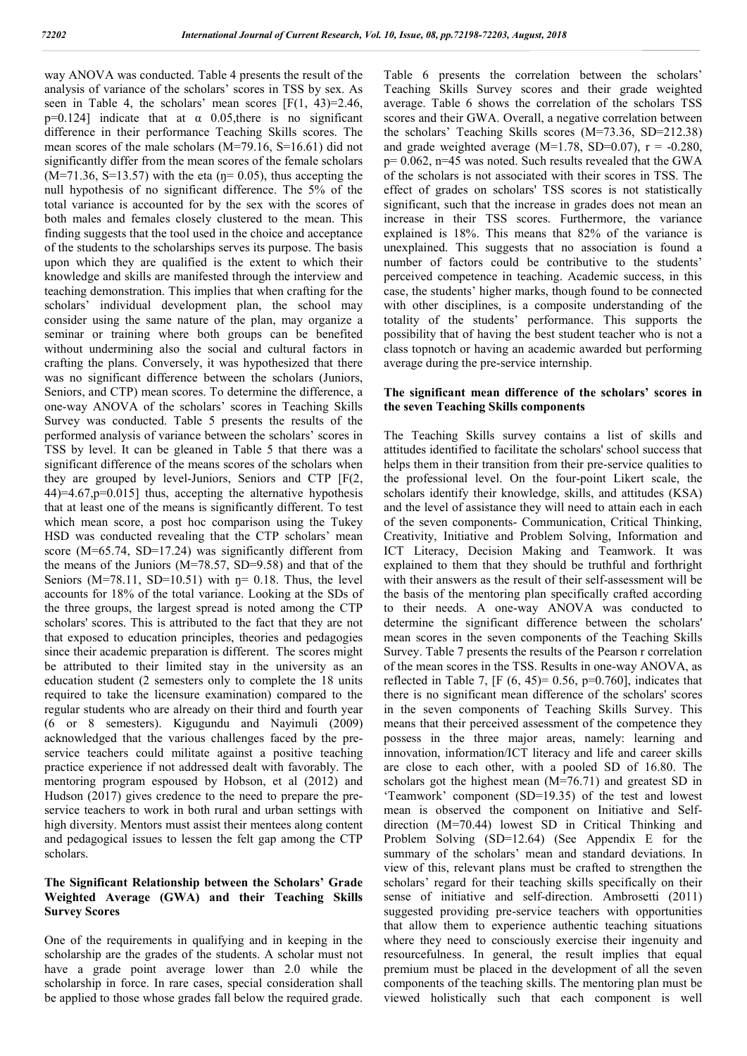way ANOVA was conducted. Table 4 presents the result of the analysis of variance of the scholars' scores in TSS by sex. As seen in Table 4, the scholars' mean scores [$F(1, 43)=2.46$, $p=0.124$] indicate that at $\alpha$ 0.05,there is no significant difference in their performance Teaching Skills scores. The mean scores of the male scholars ($M=79.16$, $S=16.61$) did not significantly differ from the mean scores of the female scholars ($M=71.36$, $S=13.57$) with the eta ($\eta= 0.05$), thus accepting the null hypothesis of no significant difference. The 5% of the total variance is accounted for by the sex with the scores of both males and females closely clustered to the mean. This finding suggests that the tool used in the choice and acceptance of the students to the scholarships serves its purpose. The basis upon which they are qualified is the extent to which their knowledge and skills are manifested through the interview and teaching demonstration. This implies that when crafting for the scholars' individual development plan, the school may consider using the same nature of the plan, may organize a seminar or training where both groups can be benefited without undermining also the social and cultural factors in crafting the plans. Conversely, it was hypothesized that there was no significant difference between the scholars (Juniors, Seniors, and CTP) mean scores. To determine the difference, a one-way ANOVA of the scholars' scores in Teaching Skills Survey was conducted. Table 5 presents the results of the performed analysis of variance between the scholars' scores in TSS by level. It can be gleaned in Table 5 that there was a significant difference of the means scores of the scholars when they are grouped by level-Juniors, Seniors and CTP [$F(2, 44)=4.67$,$p=0.015$] thus, accepting the alternative hypothesis that at least one of the means is significantly different. To test which mean score, a post hoc comparison using the Tukey HSD was conducted revealing that the CTP scholars' mean score ($M=65.74$, $SD=17.24$) was significantly different from the means of the Juniors ($M=78.57$, $SD=9.58$) and that of the Seniors ($M=78.11$, $SD=10.51$) with $\eta= 0.18$. Thus, the level accounts for 18% of the total variance. Looking at the SDs of the three groups, the largest spread is noted among the CTP scholars' scores. This is attributed to the fact that they are not that exposed to education principles, theories and pedagogies since their academic preparation is different. The scores might be attributed to their limited stay in the university as an education student (2 semesters only to complete the 18 units required to take the licensure examination) compared to the regular students who are already on their third and fourth year (6 or 8 semesters). Kigugundu and Nayimuli (2009) acknowledged that the various challenges faced by the pre-service teachers could militate against a positive teaching practice experience if not addressed dealt with favorably. The mentoring program espoused by Hobson, et al (2012) and Hudson (2017) gives credence to the need to prepare the pre-service teachers to work in both rural and urban settings with high diversity. Mentors must assist their mentees along content and pedagogical issues to lessen the felt gap among the CTP scholars.

### The Significant Relationship between the Scholars' Grade Weighted Average (GWA) and their Teaching Skills Survey Scores

One of the requirements in qualifying and in keeping in the scholarship are the grades of the students. A scholar must not have a grade point average lower than 2.0 while the scholarship in force. In rare cases, special consideration shall be applied to those whose grades fall below the required grade. Table 6 presents the correlation between the scholars' Teaching Skills Survey scores and their grade weighted average. Table 6 shows the correlation of the scholars TSS scores and their GWA. Overall, a negative correlation between the scholars' Teaching Skills scores ($M=73.36$, $SD=212.38$) and grade weighted average ($M=1.78$, $SD=0.07$), $r = -0.280$, $p= 0.062$, $n=45$ was noted. Such results revealed that the GWA of the scholars is not associated with their scores in TSS. The effect of grades on scholars' TSS scores is not statistically significant, such that the increase in grades does not mean an increase in their TSS scores. Furthermore, the variance explained is 18%. This means that 82% of the variance is unexplained. This suggests that no association is found a number of factors could be contributive to the students' perceived competence in teaching. Academic success, in this case, the students' higher marks, though found to be connected with other disciplines, is a composite understanding of the totality of the students' performance. This supports the possibility that of having the best student teacher who is not a class topnotch or having an academic awarded but performing average during the pre-service internship.

### The significant mean difference of the scholars' scores in the seven Teaching Skills components

The Teaching Skills survey contains a list of skills and attitudes identified to facilitate the scholars' school success that helps them in their transition from their pre-service qualities to the professional level. On the four-point Likert scale, the scholars identify their knowledge, skills, and attitudes (KSA) and the level of assistance they will need to attain each in each of the seven components- Communication, Critical Thinking, Creativity, Initiative and Problem Solving, Information and ICT Literacy, Decision Making and Teamwork. It was explained to them that they should be truthful and forthright with their answers as the result of their self-assessment will be the basis of the mentoring plan specifically crafted according to their needs. A one-way ANOVA was conducted to determine the significant difference between the scholars' mean scores in the seven components of the Teaching Skills Survey. Table 7 presents the results of the Pearson r correlation of the mean scores in the TSS. Results in one-way ANOVA, as reflected in Table 7, [$F(6, 45)= 0.56$, $p=0.760$], indicates that there is no significant mean difference of the scholars' scores in the seven components of Teaching Skills Survey. This means that their perceived assessment of the competence they possess in the three major areas, namely: learning and innovation, information/ICT literacy and life and career skills are close to each other, with a pooled SD of 16.80. The scholars got the highest mean ($M=76.71$) and greatest SD in 'Teamwork' component ($SD=19.35$) of the test and lowest mean is observed the component on Initiative and Self-direction ($M=70.44$) lowest SD in Critical Thinking and Problem Solving ($SD=12.64$) (See Appendix E for the summary of the scholars' mean and standard deviations. In view of this, relevant plans must be crafted to strengthen the scholars' regard for their teaching skills specifically on their sense of initiative and self-direction. Ambrosetti (2011) suggested providing pre-service teachers with opportunities that allow them to experience authentic teaching situations where they need to consciously exercise their ingenuity and resourcefulness. In general, the result implies that equal premium must be placed in the development of all the seven components of the teaching skills. The mentoring plan must be viewed holistically such that each component is well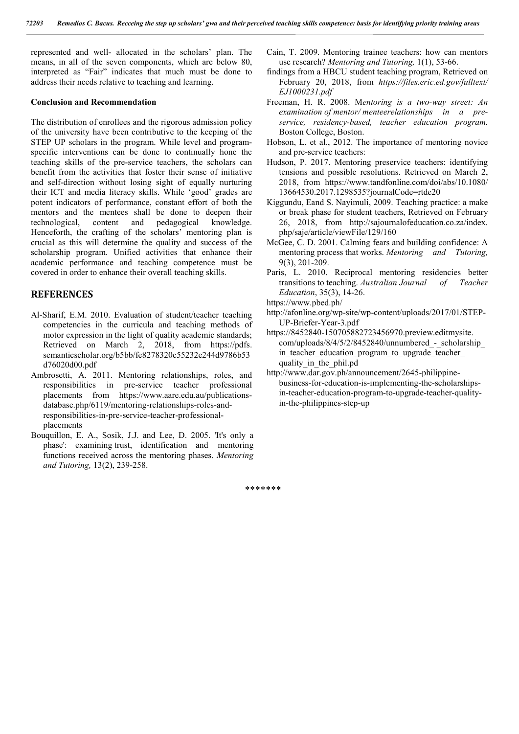represented and well- allocated in the scholars' plan. The means, in all of the seven components, which are below 80, interpreted as "Fair" indicates that much must be done to address their needs relative to teaching and learning.

**Conclusion and Recommendation**

The distribution of enrollees and the rigorous admission policy of the university have been contributive to the keeping of the STEP UP scholars in the program. While level and program-specific interventions can be done to continually hone the teaching skills of the pre-service teachers, the scholars can benefit from the activities that foster their sense of initiative and self-direction without losing sight of equally nurturing their ICT and media literacy skills. While 'good' grades are potent indicators of performance, constant effort of both the mentors and the mentees shall be done to deepen their technological, content and pedagogical knowledge. Henceforth, the crafting of the scholars' mentoring plan is crucial as this will determine the quality and success of the scholarship program. Unified activities that enhance their academic performance and teaching competence must be covered in order to enhance their overall teaching skills.

## REFERENCES

- Al-Sharif, E.M. 2010. Evaluation of student/teacher teaching competencies in the curricula and teaching methods of motor expression in the light of quality academic standards; Retrieved on March 2, 2018, from https://pdfs.semanticscholar.org/b5bb/fe8278320c55232e244d9786b53d76020d00.pdf
- Ambrosetti, A. 2011. Mentoring relationships, roles, and responsibilities in pre-service teacher professional placements from https://www.aare.edu.au/publications-database.php/6119/mentoring-relationships-roles-and-responsibilities-in-pre-service-teacher-professional-placements
- Bouquillon, E. A., Sosik, J.J. and Lee, D. 2005. 'It's only a phase': examining trust, identification and mentoring functions received across the mentoring phases. *Mentoring and Tutoring,* 13(2), 239-258.
- Cain, T. 2009. Mentoring trainee teachers: how can mentors use research? *Mentoring and Tutoring,* 1(1), 53-66.
- findings from a HBCU student teaching program, Retrieved on February 20, 2018, from *https://files.eric.ed.gov/fulltext/EJ1000231.pdf*
- Freeman, H. R. 2008. M*entoring is a two-way street: An examination of mentor/ menteerelationships in a pre-service, residency-based, teacher education program.* Boston College, Boston.
- Hobson, L. et al., 2012. The importance of mentoring novice and pre-service teachers:
- Hudson, P. 2017. Mentoring preservice teachers: identifying tensions and possible resolutions. Retrieved on March 2, 2018, from https://www.tandfonline.com/doi/abs/10.1080/13664530.2017.1298535?journalCode=rtde20
- Kiggundu, Eand S. Nayimuli, 2009. Teaching practice: a make or break phase for student teachers, Retrieved on February 26, 2018, from http://sajournalofeducation.co.za/index.php/saje/article/viewFile/129/160
- McGee, C. D. 2001. Calming fears and building confidence: A mentoring process that works. *Mentoring and Tutoring,* 9(3), 201-209.
- Paris, L. 2010. Reciprocal mentoring residencies better transitions to teaching. *Australian Journal of Teacher Education*, 35(3), 14-26.
- https://www.pbed.ph/
- http://afonline.org/wp-site/wp-content/uploads/2017/01/STEP-UP-Briefer-Year-3.pdf
- https://8452840-150705882723456970.preview.editmysite.com/uploads/8/4/5/2/8452840/unnumbered_-_scholarship_in_teacher_education_program_to_upgrade_teacher_quality_in_the_phil.pd
- http://www.dar.gov.ph/announcement/2645-philippine-business-for-education-is-implementing-the-scholarships-in-teacher-education-program-to-upgrade-teacher-quality-in-the-philippines-step-up

\*\*\*\*\*\*\*